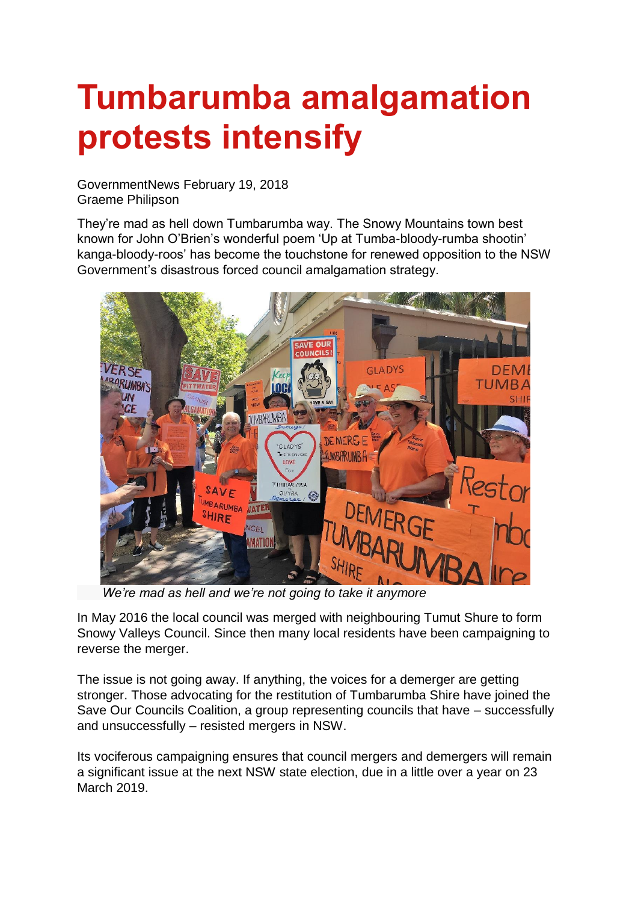# Tumbarumba amalgamation protests intensify

GovernmentNews February 19, 2018
Graeme Philipson

They're mad as hell down Tumbarumba way. The Snowy Mountains town best known for John O'Brien's wonderful poem 'Up at Tumba-bloody-rumba shootin' kanga-bloody-roos' has become the touchstone for renewed opposition to the NSW Government's disastrous forced council amalgamation strategy.

*We're mad as hell and we're not going to take it anymore*

In May 2016 the local council was merged with neighbouring Tumut Shure to form Snowy Valleys Council. Since then many local residents have been campaigning to reverse the merger.

The issue is not going away. If anything, the voices for a demerger are getting stronger. Those advocating for the restitution of Tumbarumba Shire have joined the Save Our Councils Coalition, a group representing councils that have – successfully and unsuccessfully – resisted mergers in NSW.

Its vociferous campaigning ensures that council mergers and demergers will remain a significant issue at the next NSW state election, due in a little over a year on 23 March 2019.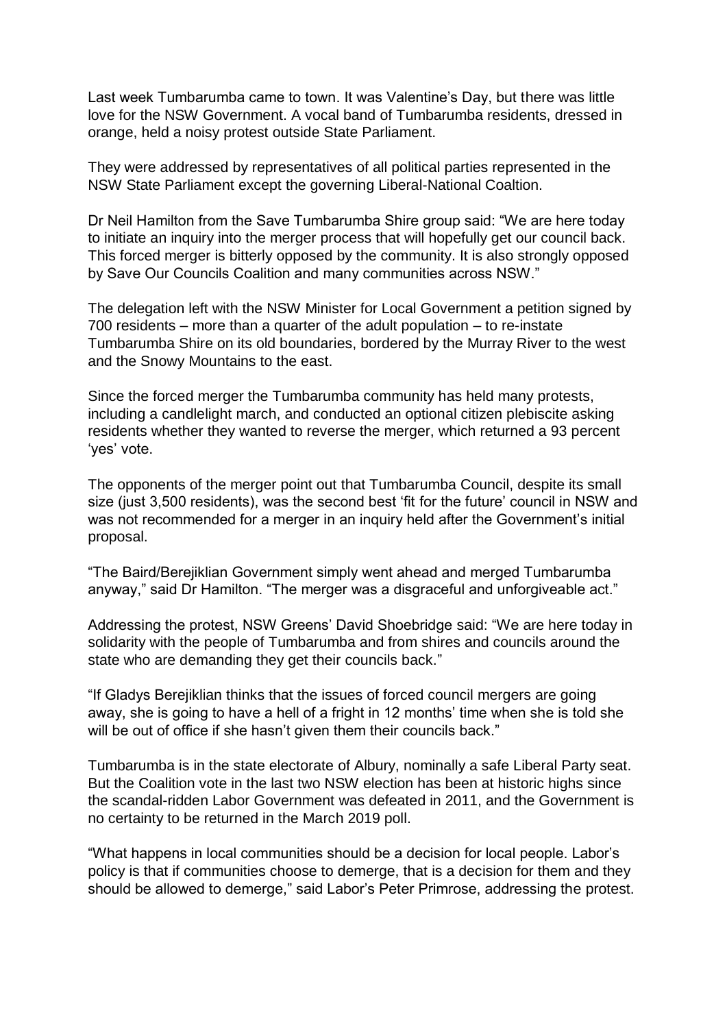Last week Tumbarumba came to town. It was Valentine's Day, but there was little love for the NSW Government. A vocal band of Tumbarumba residents, dressed in orange, held a noisy protest outside State Parliament.

They were addressed by representatives of all political parties represented in the NSW State Parliament except the governing Liberal-National Coaltion.

Dr Neil Hamilton from the Save Tumbarumba Shire group said: "We are here today to initiate an inquiry into the merger process that will hopefully get our council back. This forced merger is bitterly opposed by the community. It is also strongly opposed by Save Our Councils Coalition and many communities across NSW."

The delegation left with the NSW Minister for Local Government a petition signed by 700 residents – more than a quarter of the adult population – to re-instate Tumbarumba Shire on its old boundaries, bordered by the Murray River to the west and the Snowy Mountains to the east.

Since the forced merger the Tumbarumba community has held many protests, including a candlelight march, and conducted an optional citizen plebiscite asking residents whether they wanted to reverse the merger, which returned a 93 percent 'yes' vote.

The opponents of the merger point out that Tumbarumba Council, despite its small size (just 3,500 residents), was the second best 'fit for the future' council in NSW and was not recommended for a merger in an inquiry held after the Government's initial proposal.

"The Baird/Berejiklian Government simply went ahead and merged Tumbarumba anyway," said Dr Hamilton. "The merger was a disgraceful and unforgiveable act."

Addressing the protest, NSW Greens' David Shoebridge said: "We are here today in solidarity with the people of Tumbarumba and from shires and councils around the state who are demanding they get their councils back."

"If Gladys Berejiklian thinks that the issues of forced council mergers are going away, she is going to have a hell of a fright in 12 months' time when she is told she will be out of office if she hasn't given them their councils back."

Tumbarumba is in the state electorate of Albury, nominally a safe Liberal Party seat. But the Coalition vote in the last two NSW election has been at historic highs since the scandal-ridden Labor Government was defeated in 2011, and the Government is no certainty to be returned in the March 2019 poll.

"What happens in local communities should be a decision for local people. Labor's policy is that if communities choose to demerge, that is a decision for them and they should be allowed to demerge," said Labor's Peter Primrose, addressing the protest.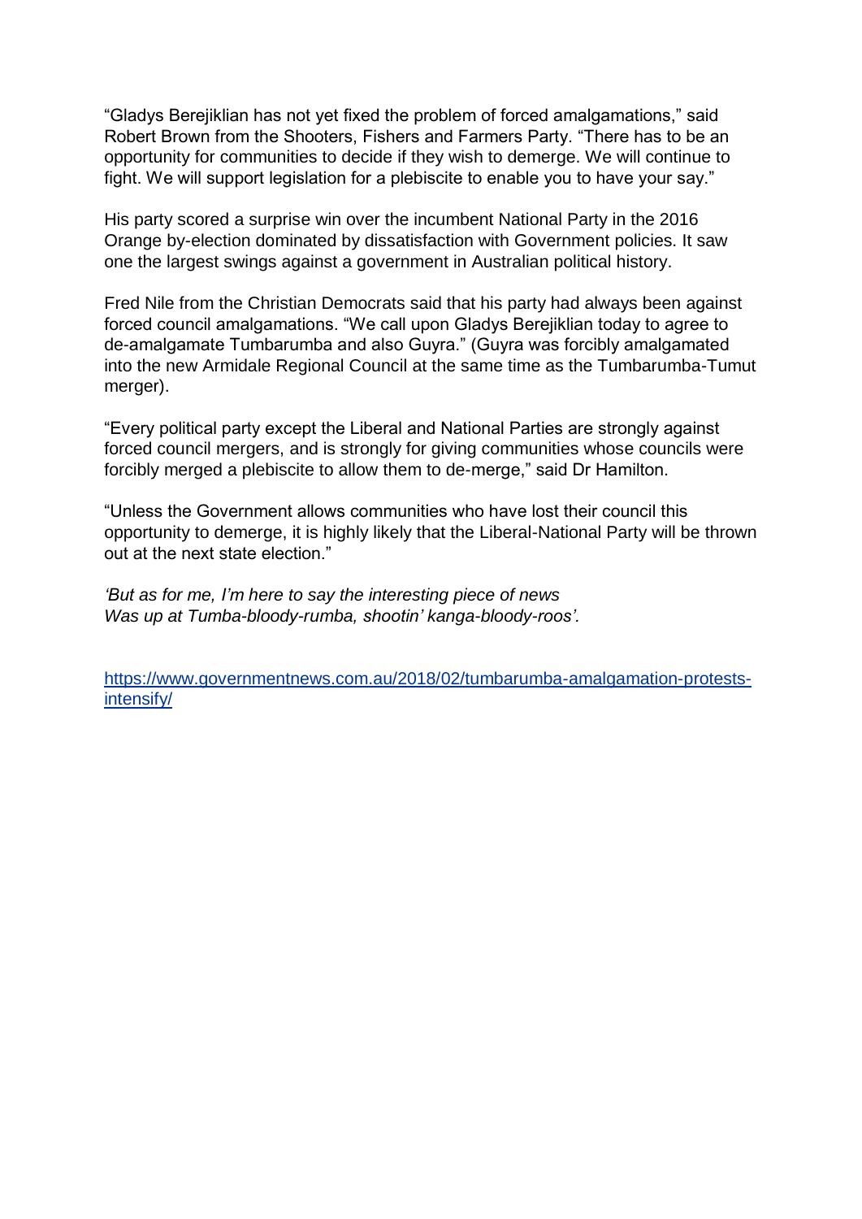"Gladys Berejiklian has not yet fixed the problem of forced amalgamations," said Robert Brown from the Shooters, Fishers and Farmers Party. "There has to be an opportunity for communities to decide if they wish to demerge. We will continue to fight. We will support legislation for a plebiscite to enable you to have your say."

His party scored a surprise win over the incumbent National Party in the 2016 Orange by-election dominated by dissatisfaction with Government policies. It saw one the largest swings against a government in Australian political history.

Fred Nile from the Christian Democrats said that his party had always been against forced council amalgamations. "We call upon Gladys Berejiklian today to agree to de-amalgamate Tumbarumba and also Guyra." (Guyra was forcibly amalgamated into the new Armidale Regional Council at the same time as the Tumbarumba-Tumut merger).

"Every political party except the Liberal and National Parties are strongly against forced council mergers, and is strongly for giving communities whose councils were forcibly merged a plebiscite to allow them to de-merge," said Dr Hamilton.

"Unless the Government allows communities who have lost their council this opportunity to demerge, it is highly likely that the Liberal-National Party will be thrown out at the next state election."

*'But as for me, I'm here to say the interesting piece of news*
*Was up at Tumba-bloody-rumba, shootin' kanga-bloody-roos'.*

[https://www.governmentnews.com.au/2018/02/tumbarumba-amalgamation-protests-intensify/](https://www.governmentnews.com.au/2018/02/tumbarumba-amalgamation-protests-intensify/)